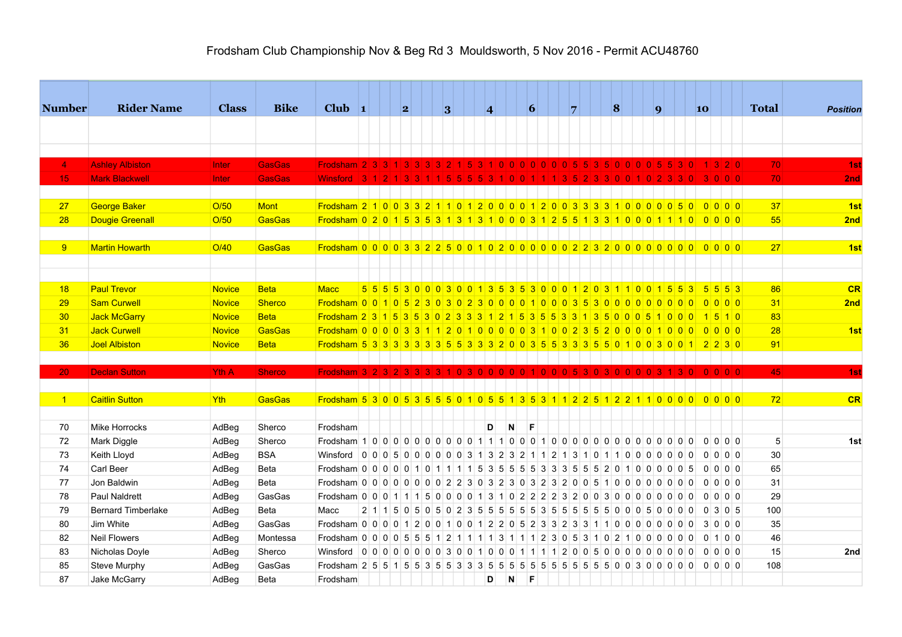# Frodsham Club Championship Nov & Beg Rd 3 Mouldsworth, 5 Nov 2016 - Permit ACU48760

| Number | Rider Name | Class | Bike | Club | 1 | | | | 2 | | | | 3 | | | | 4 | | | | 6 | | | | 7 | | | | 8 | | | | 9 | | | | 10 | | | | Total | *Position* |
|---|---|---|---|---|---|---|---|---|---|---|---|---|---|---|---|---|---|---|---|---|---|---|---|---|---|---|---|---|---|---|---|---|---|---|---|---|---|---|---|---|---|---|
| 4 | Ashley Albiston | Inter | GasGas | Frodsham | 2 | 3 | 3 | 1 | 3 | 3 | 3 | 3 | 2 | 1 | 5 | 3 | 1 | 0 | 0 | 0 | 0 | 0 | 0 | 0 | 5 | 5 | 3 | 5 | 0 | 0 | 0 | 0 | 5 | 5 | 3 | 0 | 1 | 3 | 2 | 0 | 70 | 1st |
| 15 | Mark Blackwell | Inter | GasGas | Winsford | 3 | 1 | 2 | 1 | 3 | 3 | 1 | 1 | 5 | 5 | 5 | 5 | 3 | 1 | 0 | 0 | 1 | 1 | 1 | 3 | 5 | 2 | 3 | 3 | 0 | 0 | 1 | 0 | 2 | 3 | 3 | 0 | 3 | 0 | 0 | 0 | 70 | 2nd |
| 27 | George Baker | O/50 | Mont | Frodsham | 2 | 1 | 0 | 0 | 3 | 3 | 2 | 1 | 1 | 0 | 1 | 2 | 0 | 0 | 0 | 0 | 1 | 2 | 0 | 0 | 3 | 3 | 3 | 3 | 1 | 0 | 0 | 0 | 0 | 0 | 5 | 0 | 0 | 0 | 0 | 0 | 37 | 1st |
| 28 | Dougie Greenall | O/50 | GasGas | Frodsham | 0 | 2 | 0 | 1 | 5 | 3 | 5 | 3 | 1 | 3 | 1 | 3 | 1 | 0 | 0 | 0 | 3 | 1 | 2 | 5 | 5 | 1 | 3 | 3 | 1 | 0 | 0 | 0 | 1 | 1 | 1 | 0 | 0 | 0 | 0 | 0 | 55 | 2nd |
| 9 | Martin Howarth | O/40 | GasGas | Frodsham | 0 | 0 | 0 | 0 | 3 | 3 | 2 | 2 | 5 | 0 | 0 | 1 | 0 | 2 | 0 | 0 | 0 | 0 | 0 | 0 | 2 | 2 | 3 | 2 | 0 | 0 | 0 | 0 | 0 | 0 | 0 | 0 | 0 | 0 | 0 | 0 | 27 | 1st |
| 18 | Paul Trevor | Novice | Beta | Macc | 5 | 5 | 5 | 5 | 3 | 0 | 0 | 0 | 3 | 0 | 0 | 1 | 3 | 5 | 3 | 5 | 3 | 0 | 0 | 0 | 1 | 2 | 0 | 3 | 1 | 1 | 0 | 0 | 1 | 5 | 5 | 3 | 5 | 5 | 5 | 3 | 86 | CR |
| 29 | Sam Curwell | Novice | Sherco | Frodsham | 0 | 0 | 1 | 0 | 5 | 2 | 3 | 0 | 3 | 0 | 2 | 3 | 0 | 0 | 0 | 0 | 1 | 0 | 0 | 0 | 3 | 5 | 3 | 0 | 0 | 0 | 0 | 0 | 0 | 0 | 0 | 0 | 0 | 0 | 0 | 0 | 31 | 2nd |
| 30 | Jack McGarry | Novice | Beta | Frodsham | 2 | 3 | 1 | 5 | 3 | 5 | 3 | 0 | 2 | 3 | 3 | 3 | 1 | 2 | 1 | 5 | 3 | 5 | 5 | 3 | 3 | 1 | 3 | 5 | 0 | 0 | 0 | 5 | 1 | 0 | 0 | 0 | 1 | 5 | 1 | 0 | 83 | |
| 31 | Jack Curwell | Novice | GasGas | Frodsham | 0 | 0 | 0 | 0 | 3 | 3 | 1 | 1 | 2 | 0 | 1 | 0 | 0 | 0 | 0 | 0 | 3 | 1 | 0 | 0 | 2 | 3 | 5 | 2 | 0 | 0 | 0 | 0 | 1 | 0 | 0 | 0 | 0 | 0 | 0 | 0 | 28 | 1st |
| 36 | Joel Albiston | Novice | Beta | Frodsham | 5 | 3 | 3 | 3 | 3 | 3 | 3 | 3 | 5 | 5 | 3 | 3 | 3 | 2 | 0 | 0 | 3 | 5 | 5 | 3 | 3 | 3 | 5 | 5 | 0 | 1 | 0 | 0 | 3 | 0 | 0 | 1 | 2 | 2 | 3 | 0 | 91 | |
| 20 | Declan Sutton | Yth A | Sherco | Frodsham | 3 | 2 | 3 | 2 | 3 | 3 | 3 | 3 | 1 | 0 | 3 | 0 | 0 | 0 | 0 | 0 | 1 | 0 | 0 | 0 | 5 | 3 | 0 | 3 | 0 | 0 | 0 | 0 | 3 | 1 | 3 | 0 | 0 | 0 | 0 | 0 | 45 | 1st |
| 1 | Caitlin Sutton | Yth | GasGas | Frodsham | 5 | 3 | 0 | 0 | 5 | 3 | 5 | 5 | 5 | 0 | 1 | 0 | 5 | 5 | 1 | 3 | 5 | 3 | 1 | 1 | 2 | 2 | 5 | 1 | 2 | 2 | 1 | 1 | 0 | 0 | 0 | 0 | 0 | 0 | 0 | 0 | 72 | CR |
| 70 | Mike Horrocks | AdBeg | Sherco | Frodsham | | | | | | | | | | | | | D | | N | | F | | | | | | | | | | | | | | | | | | | | | |
| 72 | Mark Diggle | AdBeg | Sherco | Frodsham | 1 | 0 | 0 | 0 | 0 | 0 | 0 | 0 | 0 | 0 | 0 | 0 | 1 | 1 | 1 | 0 | 0 | 0 | 1 | 0 | 0 | 0 | 0 | 0 | 0 | 0 | 0 | 0 | 0 | 0 | 0 | 0 | 0 | 0 | 0 | 0 | 5 | 1st |
| 73 | Keith Lloyd | AdBeg | BSA | Winsford | 0 | 0 | 0 | 5 | 0 | 0 | 0 | 0 | 0 | 0 | 0 | 3 | 1 | 3 | 2 | 3 | 2 | 1 | 1 | 2 | 1 | 3 | 1 | 0 | 1 | 1 | 0 | 0 | 0 | 0 | 0 | 0 | 0 | 0 | 0 | 0 | 30 | |
| 74 | Carl Beer | AdBeg | Beta | Frodsham | 0 | 0 | 0 | 0 | 0 | 1 | 0 | 1 | 1 | 1 | 1 | 5 | 3 | 5 | 5 | 5 | 5 | 3 | 3 | 3 | 5 | 5 | 5 | 2 | 0 | 1 | 0 | 0 | 0 | 0 | 0 | 5 | 0 | 0 | 0 | 0 | 65 | |
| 77 | Jon Baldwin | AdBeg | Beta | Frodsham | 0 | 0 | 0 | 0 | 0 | 0 | 0 | 0 | 2 | 2 | 3 | 0 | 3 | 2 | 3 | 0 | 3 | 2 | 3 | 2 | 0 | 0 | 5 | 1 | 0 | 0 | 0 | 0 | 0 | 0 | 0 | 0 | 0 | 0 | 0 | 0 | 31 | |
| 78 | Paul Naldrett | AdBeg | GasGas | Frodsham | 0 | 0 | 0 | 1 | 1 | 1 | 5 | 0 | 0 | 0 | 0 | 1 | 3 | 1 | 0 | 2 | 2 | 2 | 2 | 3 | 2 | 0 | 0 | 3 | 0 | 0 | 0 | 0 | 0 | 0 | 0 | 0 | 0 | 0 | 0 | 0 | 29 | |
| 79 | Bernard Timberlake | AdBeg | Beta | Macc | 2 | 1 | 1 | 5 | 0 | 5 | 0 | 5 | 0 | 2 | 3 | 5 | 5 | 5 | 5 | 5 | 5 | 3 | 5 | 5 | 5 | 5 | 5 | 5 | 0 | 0 | 0 | 5 | 0 | 0 | 0 | 0 | 0 | 3 | 0 | 5 | 100 | |
| 80 | Jim White | AdBeg | GasGas | Frodsham | 0 | 0 | 0 | 0 | 1 | 2 | 0 | 0 | 1 | 0 | 0 | 1 | 2 | 2 | 0 | 5 | 2 | 3 | 3 | 2 | 3 | 3 | 1 | 1 | 0 | 0 | 0 | 0 | 0 | 0 | 0 | 0 | 3 | 0 | 0 | 0 | 35 | |
| 82 | Neil Flowers | AdBeg | Montessa | Frodsham | 0 | 0 | 0 | 0 | 5 | 5 | 5 | 1 | 2 | 1 | 1 | 1 | 1 | 1 | 3 | 1 | 1 | 1 | 2 | 3 | 0 | 5 | 3 | 1 | 0 | 2 | 1 | 0 | 0 | 0 | 0 | 0 | 0 | 1 | 0 | 0 | 46 | |
| 83 | Nicholas Doyle | AdBeg | Sherco | Winsford | 0 | 0 | 0 | 0 | 0 | 0 | 0 | 0 | 3 | 0 | 0 | 1 | 0 | 0 | 0 | 1 | 1 | 1 | 1 | 2 | 0 | 0 | 5 | 0 | 0 | 0 | 0 | 0 | 0 | 0 | 0 | 0 | 0 | 0 | 0 | 0 | 15 | 2nd |
| 85 | Steve Murphy | AdBeg | GasGas | Frodsham | 2 | 5 | 5 | 1 | 5 | 5 | 3 | 5 | 5 | 3 | 3 | 3 | 5 | 5 | 5 | 5 | 5 | 5 | 5 | 5 | 5 | 5 | 5 | 5 | 0 | 0 | 3 | 0 | 0 | 0 | 0 | 0 | 0 | 0 | 0 | 0 | 108 | |
| 87 | Jake McGarry | AdBeg | Beta | Frodsham | | | | | | | | | | | | | D | | N | | F | | | | | | | | | | | | | | | | | | | | | |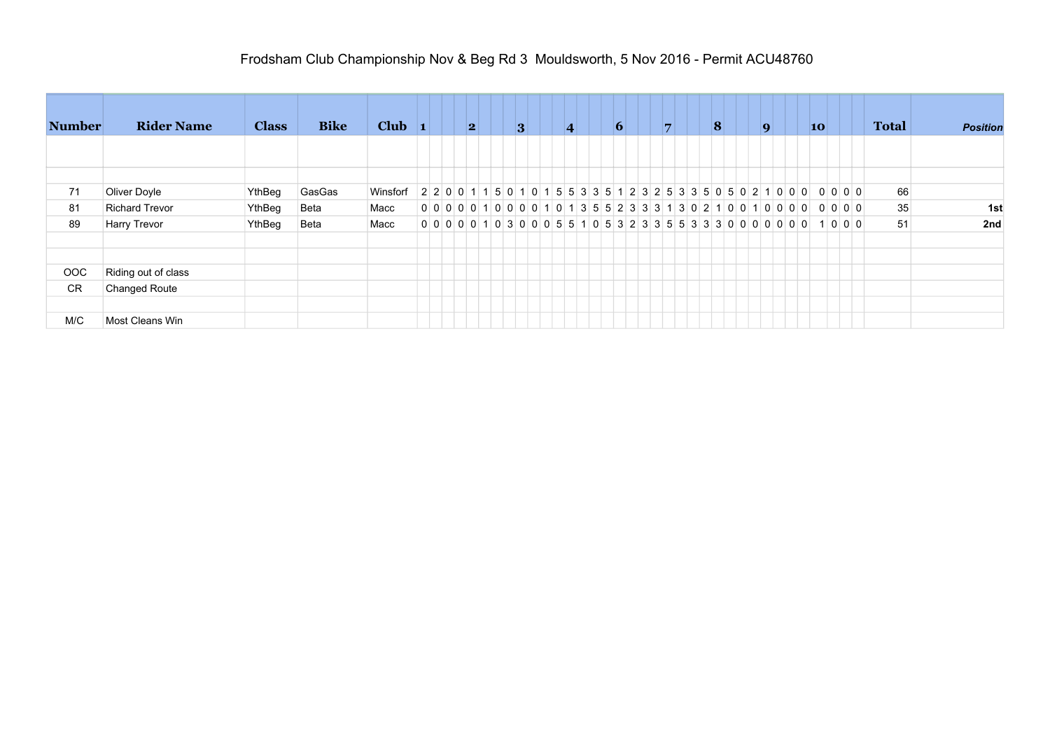# Frodsham Club Championship Nov & Beg Rd 3 Mouldsworth, 5 Nov 2016 - Permit ACU48760

| Number | Rider Name | Class | Bike | Club | 1 | | | | 2 | | | | 3 | | | | 4 | | | | 6 | | | | 7 | | | | 8 | | | | 9 | | | | 10 | | | | Total | *Position* |
|---|---|---|---|---|---|---|---|---|---|---|---|---|---|---|---|---|---|---|---|---|---|---|---|---|---|---|---|---|---|---|---|---|---|---|---|---|---|---|---|---|---|---|
| 71 | Oliver Doyle | YthBeg | GasGas | Winsforf | 2 | 2 | 0 | 0 | 1 | 1 | 5 | 0 | 1 | 0 | 1 | 5 | 5 | 3 | 3 | 5 | 1 | 2 | 3 | 2 | 5 | 3 | 3 | 5 | 0 | 5 | 0 | 2 | 1 | 0 | 0 | 0 | 0 | 0 | 0 | 0 | 66 | |
| 81 | Richard Trevor | YthBeg | Beta | Macc | 0 | 0 | 0 | 0 | 0 | 1 | 0 | 0 | 0 | 0 | 0 | 1 | 0 | 1 | 3 | 5 | 5 | 2 | 3 | 3 | 3 | 1 | 3 | 0 | 2 | 1 | 0 | 0 | 1 | 0 | 0 | 0 | 0 | 0 | 0 | 0 | 35 | **1st** |
| 89 | Harry Trevor | YthBeg | Beta | Macc | 0 | 0 | 0 | 0 | 0 | 1 | 0 | 3 | 0 | 0 | 0 | 5 | 5 | 1 | 0 | 5 | 3 | 2 | 3 | 3 | 5 | 5 | 3 | 3 | 3 | 0 | 0 | 0 | 0 | 0 | 0 | 0 | 1 | 0 | 0 | 0 | 51 | **2nd** |
| OOC | Riding out of class | | | | | | | | | | | | | | | | | | | | | | | | | | | | | | | | | | | | | | | | | |
| CR | Changed Route | | | | | | | | | | | | | | | | | | | | | | | | | | | | | | | | | | | | | | | | | |
| M/C | Most Cleans Win | | | | | | | | | | | | | | | | | | | | | | | | | | | | | | | | | | | | | | | | | |